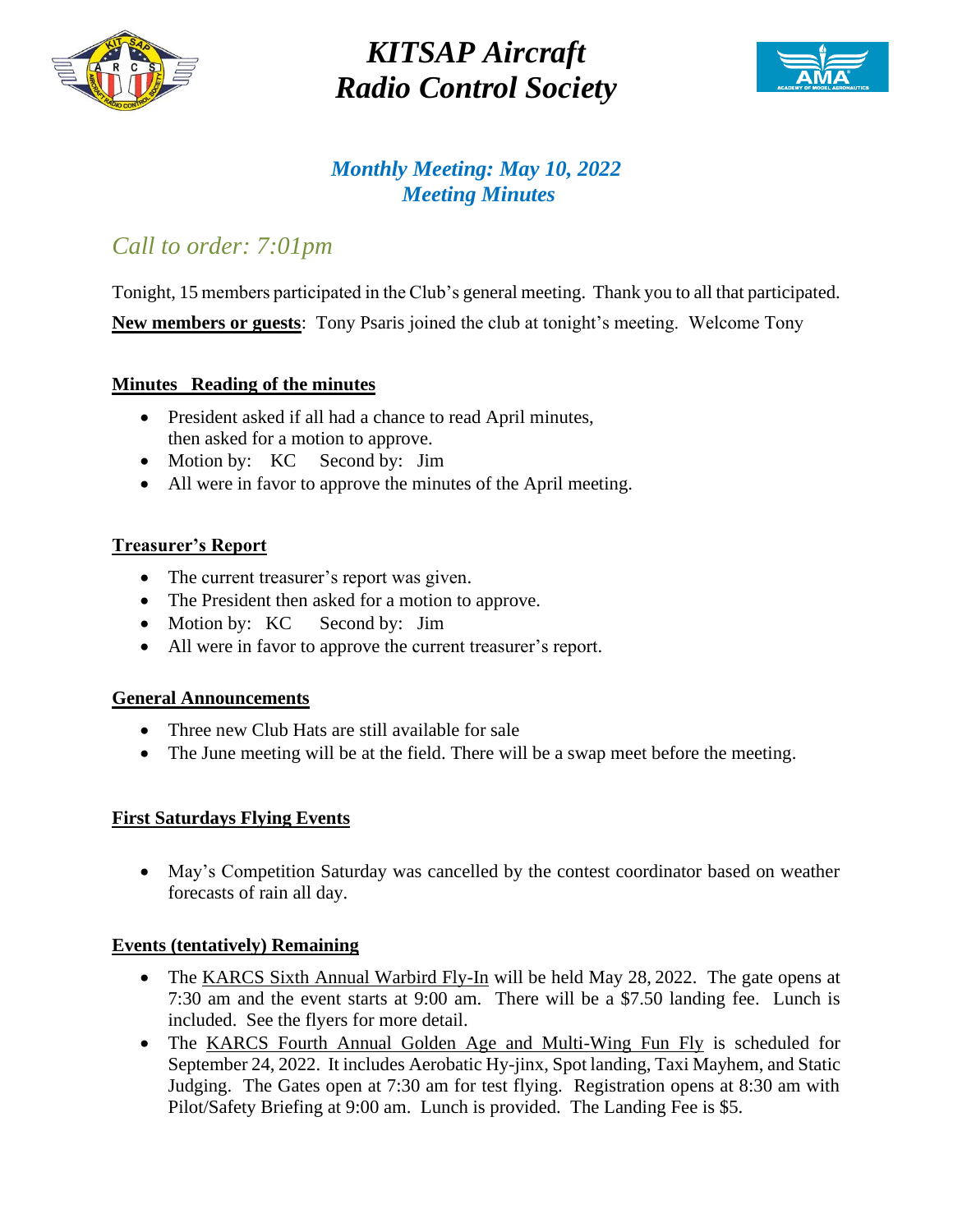# *KITSAP Aircraft Radio Control Society*

## *Monthly Meeting: May 10, 2022*
## *Meeting Minutes*

## *Call to order: 7:01pm*

Tonight, 15 members participated in the Club's general meeting. Thank you to all that participated.

**New members or guests**: Tony Psaris joined the club at tonight's meeting. Welcome Tony

### Minutes Reading of the minutes

- President asked if all had a chance to read April minutes, then asked for a motion to approve.
- Motion by: KC Second by: Jim
- All were in favor to approve the minutes of the April meeting.

### Treasurer's Report

- The current treasurer's report was given.
- The President then asked for a motion to approve.
- Motion by: KC Second by: Jim
- All were in favor to approve the current treasurer's report.

### General Announcements

- Three new Club Hats are still available for sale
- The June meeting will be at the field. There will be a swap meet before the meeting.

### First Saturdays Flying Events

- May's Competition Saturday was cancelled by the contest coordinator based on weather forecasts of rain all day.

### Events (tentatively) Remaining

- The KARCS Sixth Annual Warbird Fly-In will be held May 28, 2022. The gate opens at 7:30 am and the event starts at 9:00 am. There will be a $7.50 landing fee. Lunch is included. See the flyers for more detail.
- The KARCS Fourth Annual Golden Age and Multi-Wing Fun Fly is scheduled for September 24, 2022. It includes Aerobatic Hy-jinx, Spot landing, Taxi Mayhem, and Static Judging. The Gates open at 7:30 am for test flying. Registration opens at 8:30 am with Pilot/Safety Briefing at 9:00 am. Lunch is provided. The Landing Fee is $5.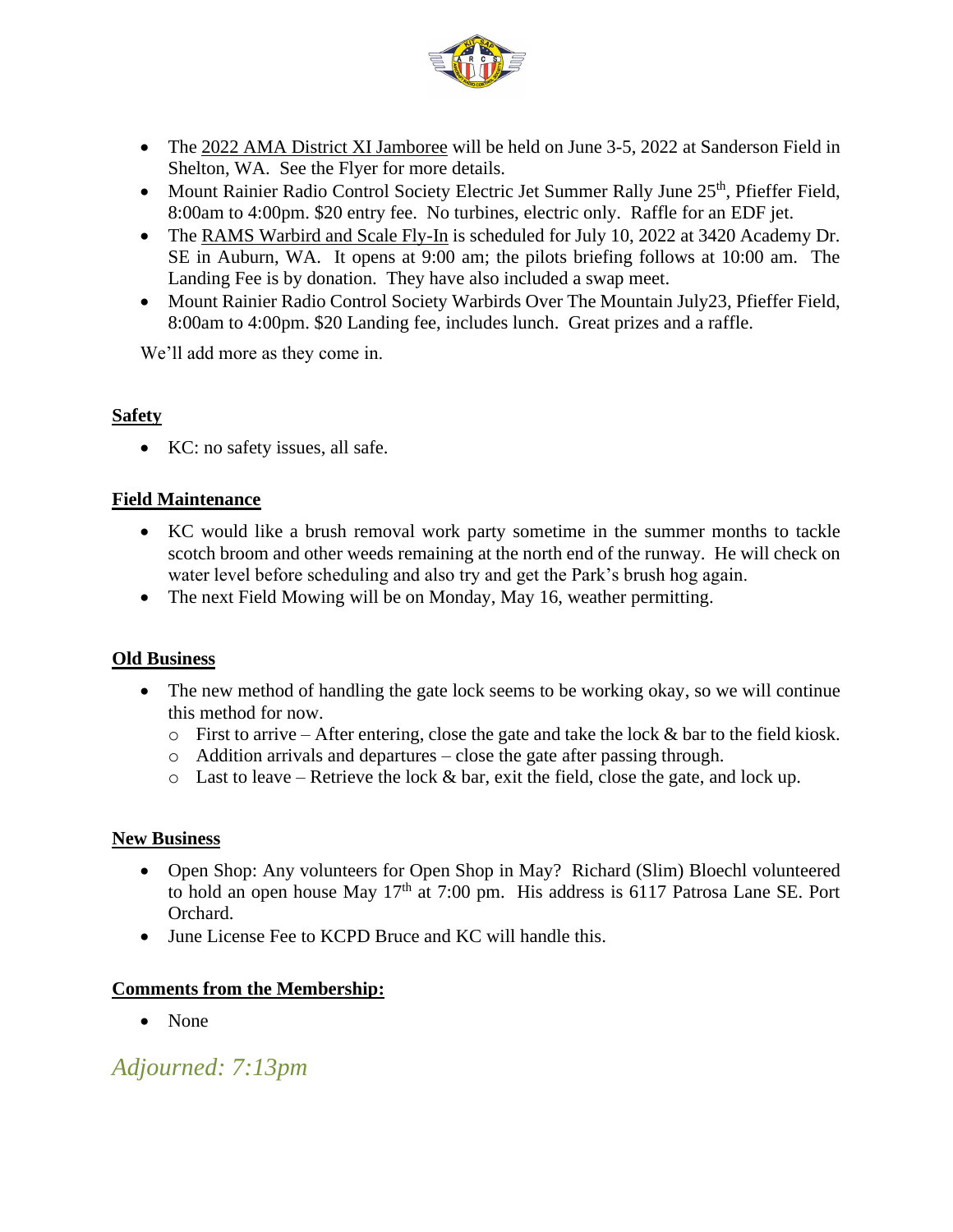- The 2022 AMA District XI Jamboree will be held on June 3-5, 2022 at Sanderson Field in Shelton, WA. See the Flyer for more details.
- Mount Rainier Radio Control Society Electric Jet Summer Rally June 25th, Pfieffer Field, 8:00am to 4:00pm. $20 entry fee. No turbines, electric only. Raffle for an EDF jet.
- The RAMS Warbird and Scale Fly-In is scheduled for July 10, 2022 at 3420 Academy Dr. SE in Auburn, WA. It opens at 9:00 am; the pilots briefing follows at 10:00 am. The Landing Fee is by donation. They have also included a swap meet.
- Mount Rainier Radio Control Society Warbirds Over The Mountain July23, Pfieffer Field, 8:00am to 4:00pm. $20 Landing fee, includes lunch. Great prizes and a raffle.

We'll add more as they come in.

**Safety**

- KC: no safety issues, all safe.

**Field Maintenance**

- KC would like a brush removal work party sometime in the summer months to tackle scotch broom and other weeds remaining at the north end of the runway. He will check on water level before scheduling and also try and get the Park's brush hog again.
- The next Field Mowing will be on Monday, May 16, weather permitting.

**Old Business**

- The new method of handling the gate lock seems to be working okay, so we will continue this method for now.
  - First to arrive – After entering, close the gate and take the lock & bar to the field kiosk.
  - Addition arrivals and departures – close the gate after passing through.
  - Last to leave – Retrieve the lock & bar, exit the field, close the gate, and lock up.

**New Business**

- Open Shop: Any volunteers for Open Shop in May? Richard (Slim) Bloechl volunteered to hold an open house May 17th at 7:00 pm. His address is 6117 Patrosa Lane SE. Port Orchard.
- June License Fee to KCPD Bruce and KC will handle this.

**Comments from the Membership:**

- None

*Adjourned: 7:13pm*